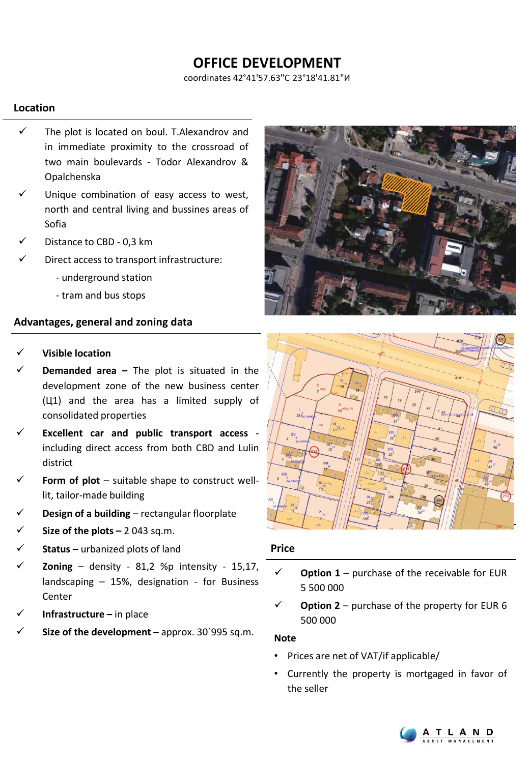# OFFICE DEVELOPMENT

coordinates 42°41'57.63"С 23°18'41.81"И

## Location

- ✓ The plot is located on boul. T.Alexandrov and in immediate proximity to the crossroad of two main boulevards - Todor Alexandrov & Opalchenska
- ✓ Unique combination of easy access to west, north and central living and bussines areas of Sofia
- ✓ Distance to CBD - 0,3 km
- ✓ Direct access to transport infrastructure:
  - underground station
  - tram and bus stops

## Advantages, general and zoning data

- ✓ **Visible location**
- ✓ **Demanded area –** The plot is situated in the development zone of the new business center (Ц1) and the area has a limited supply of consolidated properties
- ✓ **Excellent car and public transport access** - including direct access from both CBD and Lulin district
- ✓ **Form of plot** – suitable shape to construct well-lit, tailor-made building
- ✓ **Design of a building** – rectangular floorplate
- ✓ **Size of the plots –** 2 043 sq.m.
- ✓ **Status –** urbanized plots of land
- ✓ **Zoning** – density - 81,2 %p intensity - 15,17, landscaping – 15%, designation - for Business Center
- ✓ **Infrastructure –** in place
- ✓ **Size of the development –** approx. 30`995 sq.m.

## Price

- ✓ **Option 1** – purchase of the receivable for EUR 5 500 000
- ✓ **Option 2** – purchase of the property for EUR 6 500 000

### Note

- Prices are net of VAT/if applicable/
- Currently the property is mortgaged in favor of the seller